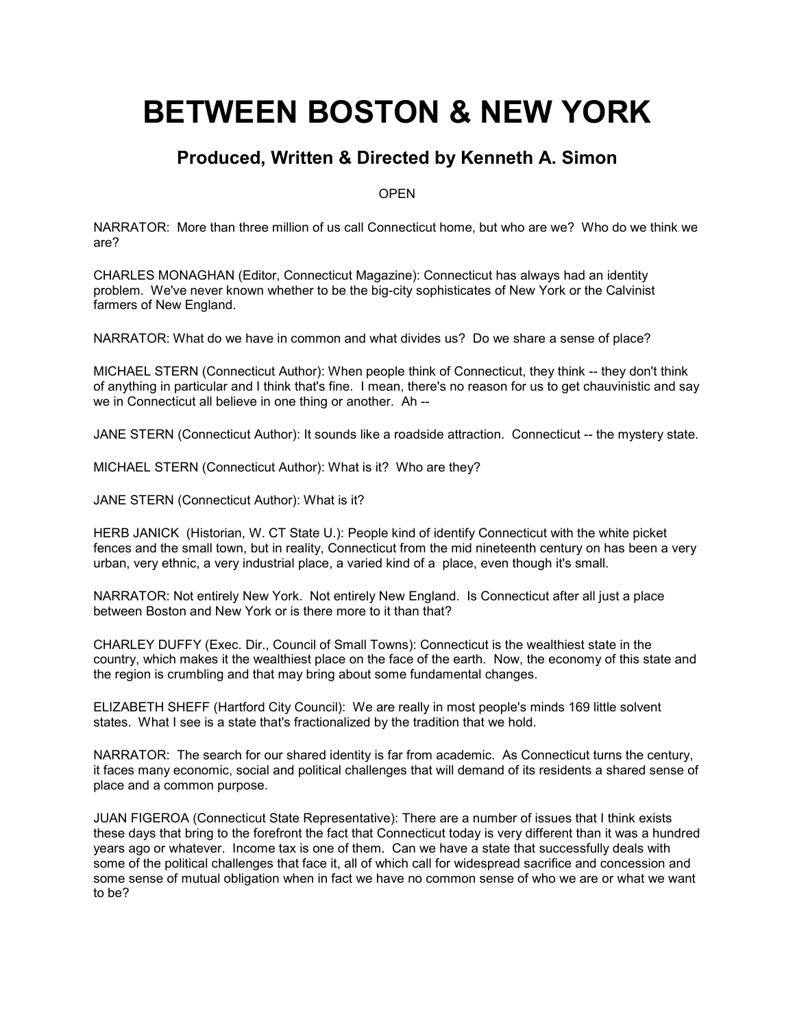# BETWEEN BOSTON & NEW YORK

## Produced, Written & Directed by Kenneth A. Simon

OPEN

NARRATOR: More than three million of us call Connecticut home, but who are we? Who do we think we are?

CHARLES MONAGHAN (Editor, Connecticut Magazine): Connecticut has always had an identity problem. We've never known whether to be the big-city sophisticates of New York or the Calvinist farmers of New England.

NARRATOR: What do we have in common and what divides us? Do we share a sense of place?

MICHAEL STERN (Connecticut Author): When people think of Connecticut, they think -- they don't think of anything in particular and I think that's fine. I mean, there's no reason for us to get chauvinistic and say we in Connecticut all believe in one thing or another. Ah --

JANE STERN (Connecticut Author): It sounds like a roadside attraction. Connecticut -- the mystery state.

MICHAEL STERN (Connecticut Author): What is it? Who are they?

JANE STERN (Connecticut Author): What is it?

HERB JANICK (Historian, W. CT State U.): People kind of identify Connecticut with the white picket fences and the small town, but in reality, Connecticut from the mid nineteenth century on has been a very urban, very ethnic, a very industrial place, a varied kind of a place, even though it's small.

NARRATOR: Not entirely New York. Not entirely New England. Is Connecticut after all just a place between Boston and New York or is there more to it than that?

CHARLEY DUFFY (Exec. Dir., Council of Small Towns): Connecticut is the wealthiest state in the country, which makes it the wealthiest place on the face of the earth. Now, the economy of this state and the region is crumbling and that may bring about some fundamental changes.

ELIZABETH SHEFF (Hartford City Council): We are really in most people's minds 169 little solvent states. What I see is a state that's fractionalized by the tradition that we hold.

NARRATOR: The search for our shared identity is far from academic. As Connecticut turns the century, it faces many economic, social and political challenges that will demand of its residents a shared sense of place and a common purpose.

JUAN FIGEROA (Connecticut State Representative): There are a number of issues that I think exists these days that bring to the forefront the fact that Connecticut today is very different than it was a hundred years ago or whatever. Income tax is one of them. Can we have a state that successfully deals with some of the political challenges that face it, all of which call for widespread sacrifice and concession and some sense of mutual obligation when in fact we have no common sense of who we are or what we want to be?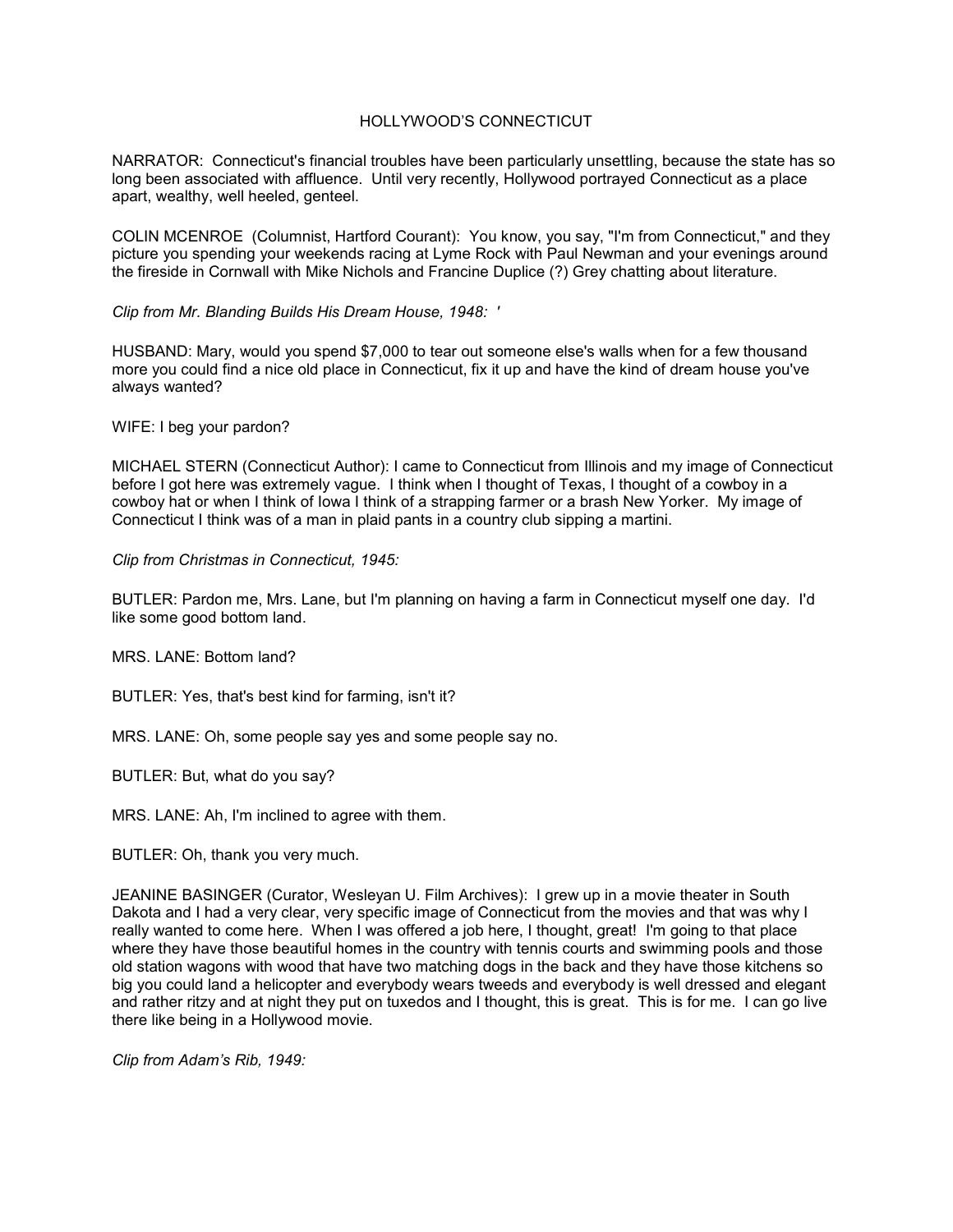# HOLLYWOOD'S CONNECTICUT

NARRATOR: Connecticut's financial troubles have been particularly unsettling, because the state has so long been associated with affluence. Until very recently, Hollywood portrayed Connecticut as a place apart, wealthy, well heeled, genteel.

COLIN MCENROE (Columnist, Hartford Courant): You know, you say, "I'm from Connecticut," and they picture you spending your weekends racing at Lyme Rock with Paul Newman and your evenings around the fireside in Cornwall with Mike Nichols and Francine Duplice (?) Grey chatting about literature.

*Clip from Mr. Blanding Builds His Dream House, 1948: '*

HUSBAND: Mary, would you spend $7,000 to tear out someone else's walls when for a few thousand more you could find a nice old place in Connecticut, fix it up and have the kind of dream house you've always wanted?

WIFE: I beg your pardon?

MICHAEL STERN (Connecticut Author): I came to Connecticut from Illinois and my image of Connecticut before I got here was extremely vague. I think when I thought of Texas, I thought of a cowboy in a cowboy hat or when I think of Iowa I think of a strapping farmer or a brash New Yorker. My image of Connecticut I think was of a man in plaid pants in a country club sipping a martini.

*Clip from Christmas in Connecticut, 1945:*

BUTLER: Pardon me, Mrs. Lane, but I'm planning on having a farm in Connecticut myself one day. I'd like some good bottom land.

MRS. LANE: Bottom land?

BUTLER: Yes, that's best kind for farming, isn't it?

MRS. LANE: Oh, some people say yes and some people say no.

BUTLER: But, what do you say?

MRS. LANE: Ah, I'm inclined to agree with them.

BUTLER: Oh, thank you very much.

JEANINE BASINGER (Curator, Wesleyan U. Film Archives): I grew up in a movie theater in South Dakota and I had a very clear, very specific image of Connecticut from the movies and that was why I really wanted to come here. When I was offered a job here, I thought, great! I'm going to that place where they have those beautiful homes in the country with tennis courts and swimming pools and those old station wagons with wood that have two matching dogs in the back and they have those kitchens so big you could land a helicopter and everybody wears tweeds and everybody is well dressed and elegant and rather ritzy and at night they put on tuxedos and I thought, this is great. This is for me. I can go live there like being in a Hollywood movie.

*Clip from Adam's Rib, 1949:*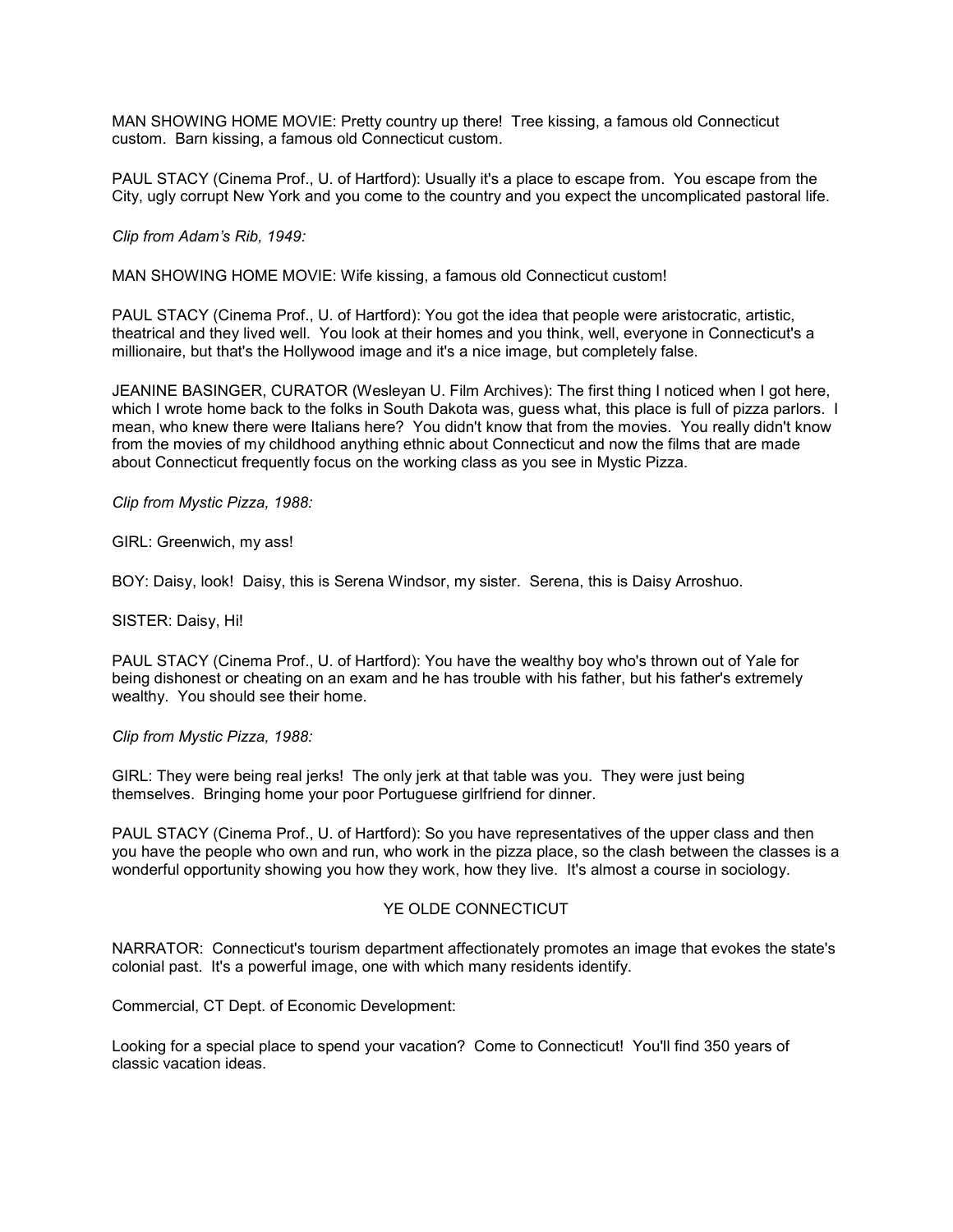MAN SHOWING HOME MOVIE: Pretty country up there! Tree kissing, a famous old Connecticut custom. Barn kissing, a famous old Connecticut custom.

PAUL STACY (Cinema Prof., U. of Hartford): Usually it's a place to escape from. You escape from the City, ugly corrupt New York and you come to the country and you expect the uncomplicated pastoral life.

*Clip from Adam's Rib, 1949:*

MAN SHOWING HOME MOVIE: Wife kissing, a famous old Connecticut custom!

PAUL STACY (Cinema Prof., U. of Hartford): You got the idea that people were aristocratic, artistic, theatrical and they lived well. You look at their homes and you think, well, everyone in Connecticut's a millionaire, but that's the Hollywood image and it's a nice image, but completely false.

JEANINE BASINGER, CURATOR (Wesleyan U. Film Archives): The first thing I noticed when I got here, which I wrote home back to the folks in South Dakota was, guess what, this place is full of pizza parlors. I mean, who knew there were Italians here? You didn't know that from the movies. You really didn't know from the movies of my childhood anything ethnic about Connecticut and now the films that are made about Connecticut frequently focus on the working class as you see in Mystic Pizza.

*Clip from Mystic Pizza, 1988:*

GIRL: Greenwich, my ass!

BOY: Daisy, look! Daisy, this is Serena Windsor, my sister. Serena, this is Daisy Arroshuo.

SISTER: Daisy, Hi!

PAUL STACY (Cinema Prof., U. of Hartford): You have the wealthy boy who's thrown out of Yale for being dishonest or cheating on an exam and he has trouble with his father, but his father's extremely wealthy. You should see their home.

*Clip from Mystic Pizza, 1988:*

GIRL: They were being real jerks! The only jerk at that table was you. They were just being themselves. Bringing home your poor Portuguese girlfriend for dinner.

PAUL STACY (Cinema Prof., U. of Hartford): So you have representatives of the upper class and then you have the people who own and run, who work in the pizza place, so the clash between the classes is a wonderful opportunity showing you how they work, how they live. It's almost a course in sociology.

## YE OLDE CONNECTICUT

NARRATOR: Connecticut's tourism department affectionately promotes an image that evokes the state's colonial past. It's a powerful image, one with which many residents identify.

Commercial, CT Dept. of Economic Development:

Looking for a special place to spend your vacation? Come to Connecticut! You'll find 350 years of classic vacation ideas.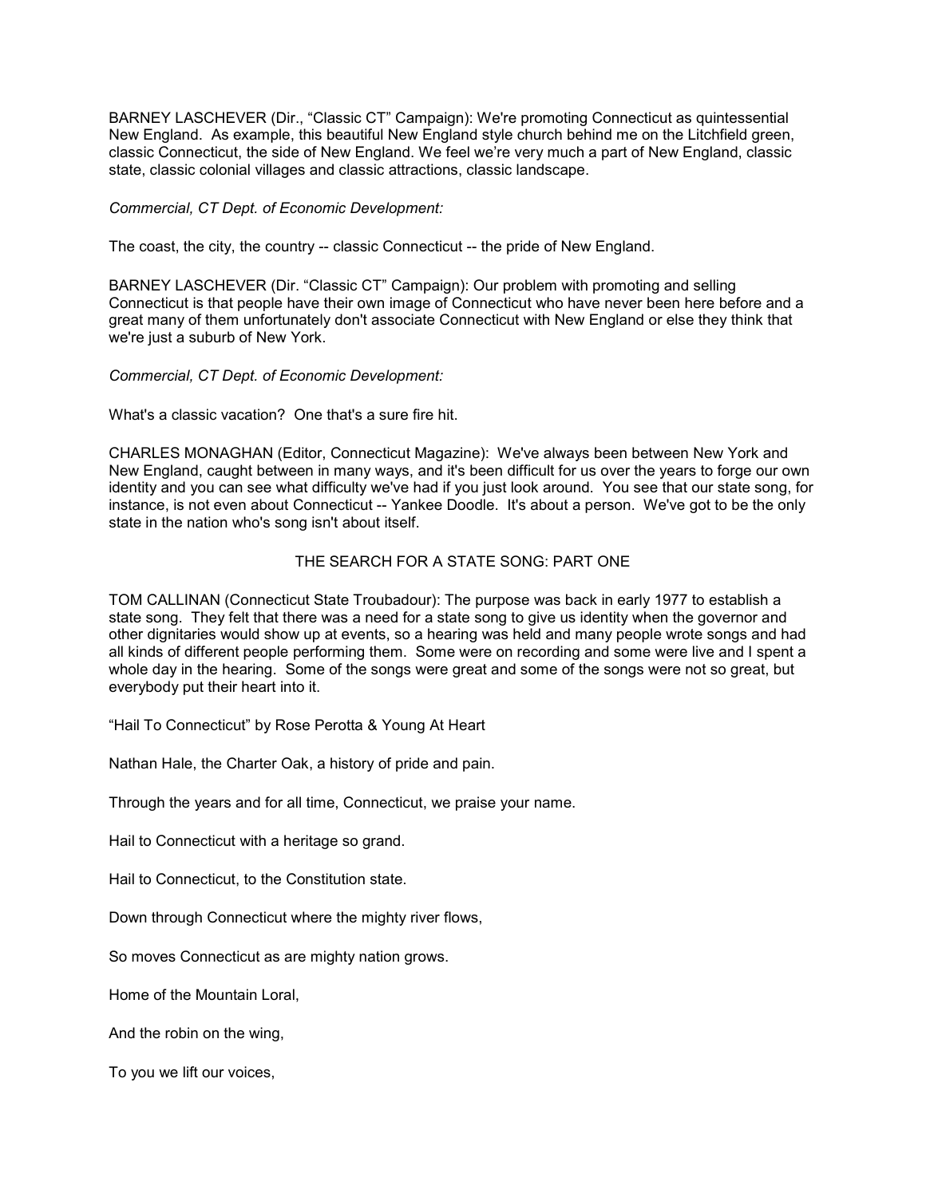BARNEY LASCHEVER (Dir., "Classic CT" Campaign): We're promoting Connecticut as quintessential New England. As example, this beautiful New England style church behind me on the Litchfield green, classic Connecticut, the side of New England. We feel we're very much a part of New England, classic state, classic colonial villages and classic attractions, classic landscape.

*Commercial, CT Dept. of Economic Development:*

The coast, the city, the country -- classic Connecticut -- the pride of New England.

BARNEY LASCHEVER (Dir. "Classic CT" Campaign): Our problem with promoting and selling Connecticut is that people have their own image of Connecticut who have never been here before and a great many of them unfortunately don't associate Connecticut with New England or else they think that we're just a suburb of New York.

*Commercial, CT Dept. of Economic Development:*

What's a classic vacation? One that's a sure fire hit.

CHARLES MONAGHAN (Editor, Connecticut Magazine): We've always been between New York and New England, caught between in many ways, and it's been difficult for us over the years to forge our own identity and you can see what difficulty we've had if you just look around. You see that our state song, for instance, is not even about Connecticut -- Yankee Doodle. It's about a person. We've got to be the only state in the nation who's song isn't about itself.

## THE SEARCH FOR A STATE SONG: PART ONE

TOM CALLINAN (Connecticut State Troubadour): The purpose was back in early 1977 to establish a state song. They felt that there was a need for a state song to give us identity when the governor and other dignitaries would show up at events, so a hearing was held and many people wrote songs and had all kinds of different people performing them. Some were on recording and some were live and I spent a whole day in the hearing. Some of the songs were great and some of the songs were not so great, but everybody put their heart into it.

"Hail To Connecticut" by Rose Perotta & Young At Heart

Nathan Hale, the Charter Oak, a history of pride and pain.

Through the years and for all time, Connecticut, we praise your name.

Hail to Connecticut with a heritage so grand.

Hail to Connecticut, to the Constitution state.

Down through Connecticut where the mighty river flows,

So moves Connecticut as are mighty nation grows.

Home of the Mountain Loral,

And the robin on the wing,

To you we lift our voices,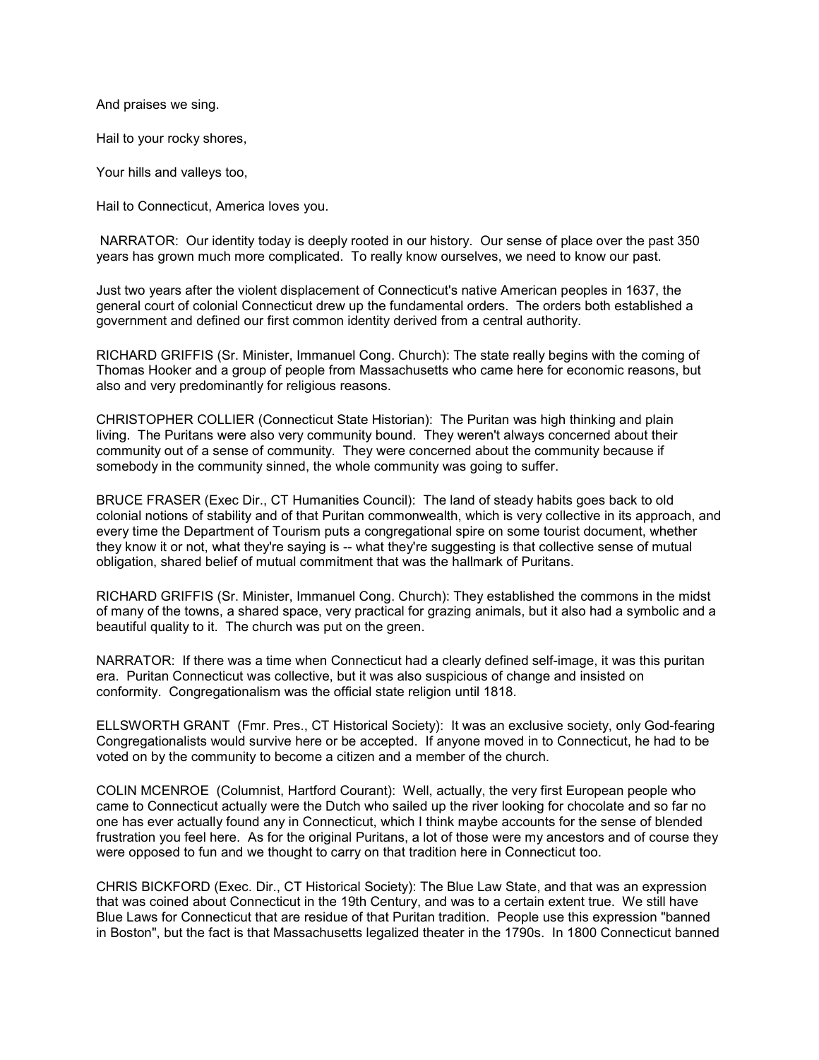And praises we sing.

Hail to your rocky shores,

Your hills and valleys too,

Hail to Connecticut, America loves you.

NARRATOR: Our identity today is deeply rooted in our history. Our sense of place over the past 350 years has grown much more complicated. To really know ourselves, we need to know our past.

Just two years after the violent displacement of Connecticut's native American peoples in 1637, the general court of colonial Connecticut drew up the fundamental orders. The orders both established a government and defined our first common identity derived from a central authority.

RICHARD GRIFFIS (Sr. Minister, Immanuel Cong. Church): The state really begins with the coming of Thomas Hooker and a group of people from Massachusetts who came here for economic reasons, but also and very predominantly for religious reasons.

CHRISTOPHER COLLIER (Connecticut State Historian): The Puritan was high thinking and plain living. The Puritans were also very community bound. They weren't always concerned about their community out of a sense of community. They were concerned about the community because if somebody in the community sinned, the whole community was going to suffer.

BRUCE FRASER (Exec Dir., CT Humanities Council): The land of steady habits goes back to old colonial notions of stability and of that Puritan commonwealth, which is very collective in its approach, and every time the Department of Tourism puts a congregational spire on some tourist document, whether they know it or not, what they're saying is -- what they're suggesting is that collective sense of mutual obligation, shared belief of mutual commitment that was the hallmark of Puritans.

RICHARD GRIFFIS (Sr. Minister, Immanuel Cong. Church): They established the commons in the midst of many of the towns, a shared space, very practical for grazing animals, but it also had a symbolic and a beautiful quality to it. The church was put on the green.

NARRATOR: If there was a time when Connecticut had a clearly defined self-image, it was this puritan era. Puritan Connecticut was collective, but it was also suspicious of change and insisted on conformity. Congregationalism was the official state religion until 1818.

ELLSWORTH GRANT (Fmr. Pres., CT Historical Society): It was an exclusive society, only God-fearing Congregationalists would survive here or be accepted. If anyone moved in to Connecticut, he had to be voted on by the community to become a citizen and a member of the church.

COLIN MCENROE (Columnist, Hartford Courant): Well, actually, the very first European people who came to Connecticut actually were the Dutch who sailed up the river looking for chocolate and so far no one has ever actually found any in Connecticut, which I think maybe accounts for the sense of blended frustration you feel here. As for the original Puritans, a lot of those were my ancestors and of course they were opposed to fun and we thought to carry on that tradition here in Connecticut too.

CHRIS BICKFORD (Exec. Dir., CT Historical Society): The Blue Law State, and that was an expression that was coined about Connecticut in the 19th Century, and was to a certain extent true. We still have Blue Laws for Connecticut that are residue of that Puritan tradition. People use this expression "banned in Boston", but the fact is that Massachusetts legalized theater in the 1790s. In 1800 Connecticut banned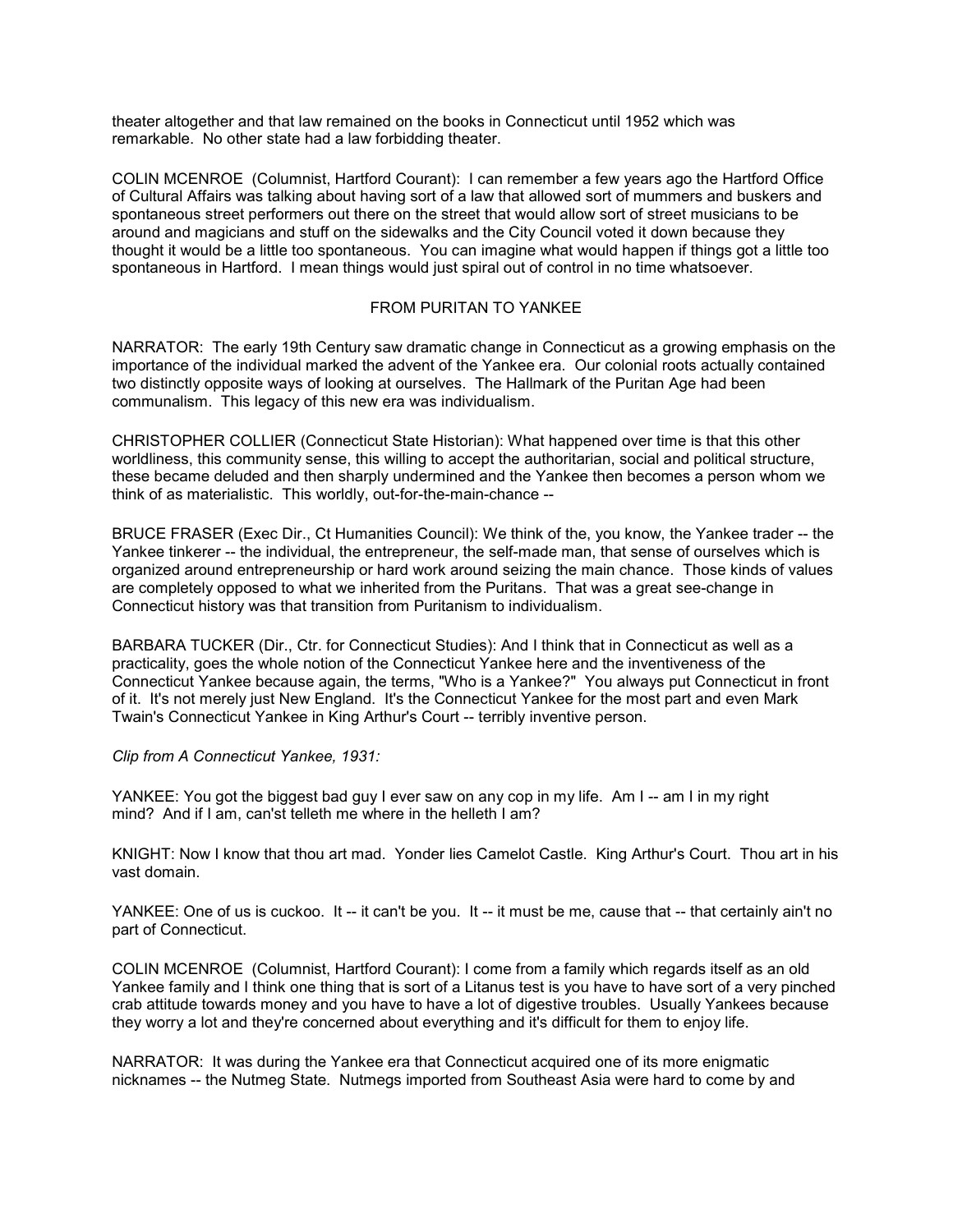theater altogether and that law remained on the books in Connecticut until 1952 which was remarkable. No other state had a law forbidding theater.

COLIN MCENROE (Columnist, Hartford Courant): I can remember a few years ago the Hartford Office of Cultural Affairs was talking about having sort of a law that allowed sort of mummers and buskers and spontaneous street performers out there on the street that would allow sort of street musicians to be around and magicians and stuff on the sidewalks and the City Council voted it down because they thought it would be a little too spontaneous. You can imagine what would happen if things got a little too spontaneous in Hartford. I mean things would just spiral out of control in no time whatsoever.

## FROM PURITAN TO YANKEE

NARRATOR: The early 19th Century saw dramatic change in Connecticut as a growing emphasis on the importance of the individual marked the advent of the Yankee era. Our colonial roots actually contained two distinctly opposite ways of looking at ourselves. The Hallmark of the Puritan Age had been communalism. This legacy of this new era was individualism.

CHRISTOPHER COLLIER (Connecticut State Historian): What happened over time is that this other worldliness, this community sense, this willing to accept the authoritarian, social and political structure, these became deluded and then sharply undermined and the Yankee then becomes a person whom we think of as materialistic. This worldly, out-for-the-main-chance --

BRUCE FRASER (Exec Dir., Ct Humanities Council): We think of the, you know, the Yankee trader -- the Yankee tinkerer -- the individual, the entrepreneur, the self-made man, that sense of ourselves which is organized around entrepreneurship or hard work around seizing the main chance. Those kinds of values are completely opposed to what we inherited from the Puritans. That was a great see-change in Connecticut history was that transition from Puritanism to individualism.

BARBARA TUCKER (Dir., Ctr. for Connecticut Studies): And I think that in Connecticut as well as a practicality, goes the whole notion of the Connecticut Yankee here and the inventiveness of the Connecticut Yankee because again, the terms, "Who is a Yankee?" You always put Connecticut in front of it. It's not merely just New England. It's the Connecticut Yankee for the most part and even Mark Twain's Connecticut Yankee in King Arthur's Court -- terribly inventive person.

*Clip from A Connecticut Yankee, 1931:*

YANKEE: You got the biggest bad guy I ever saw on any cop in my life. Am I -- am I in my right mind? And if I am, can'st telleth me where in the helleth I am?

KNIGHT: Now I know that thou art mad. Yonder lies Camelot Castle. King Arthur's Court. Thou art in his vast domain.

YANKEE: One of us is cuckoo. It -- it can't be you. It -- it must be me, cause that -- that certainly ain't no part of Connecticut.

COLIN MCENROE (Columnist, Hartford Courant): I come from a family which regards itself as an old Yankee family and I think one thing that is sort of a Litanus test is you have to have sort of a very pinched crab attitude towards money and you have to have a lot of digestive troubles. Usually Yankees because they worry a lot and they're concerned about everything and it's difficult for them to enjoy life.

NARRATOR: It was during the Yankee era that Connecticut acquired one of its more enigmatic nicknames -- the Nutmeg State. Nutmegs imported from Southeast Asia were hard to come by and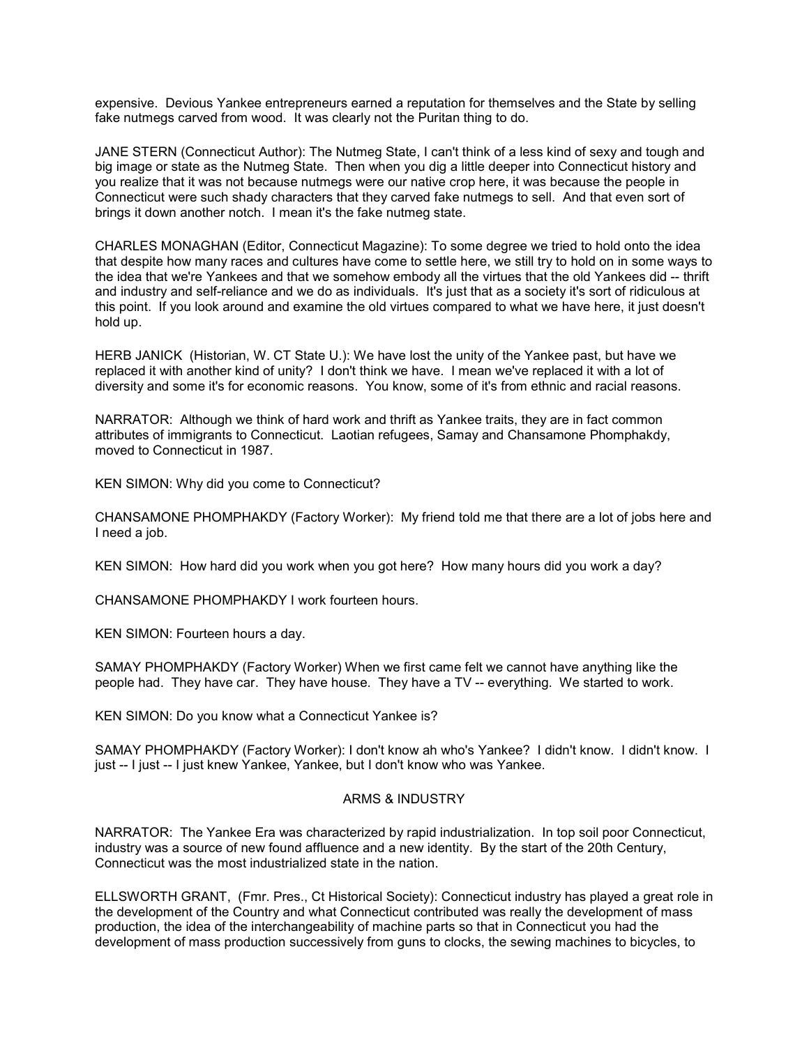expensive. Devious Yankee entrepreneurs earned a reputation for themselves and the State by selling fake nutmegs carved from wood. It was clearly not the Puritan thing to do.

JANE STERN (Connecticut Author): The Nutmeg State, I can't think of a less kind of sexy and tough and big image or state as the Nutmeg State. Then when you dig a little deeper into Connecticut history and you realize that it was not because nutmegs were our native crop here, it was because the people in Connecticut were such shady characters that they carved fake nutmegs to sell. And that even sort of brings it down another notch. I mean it's the fake nutmeg state.

CHARLES MONAGHAN (Editor, Connecticut Magazine): To some degree we tried to hold onto the idea that despite how many races and cultures have come to settle here, we still try to hold on in some ways to the idea that we're Yankees and that we somehow embody all the virtues that the old Yankees did -- thrift and industry and self-reliance and we do as individuals. It's just that as a society it's sort of ridiculous at this point. If you look around and examine the old virtues compared to what we have here, it just doesn't hold up.

HERB JANICK (Historian, W. CT State U.): We have lost the unity of the Yankee past, but have we replaced it with another kind of unity? I don't think we have. I mean we've replaced it with a lot of diversity and some it's for economic reasons. You know, some of it's from ethnic and racial reasons.

NARRATOR: Although we think of hard work and thrift as Yankee traits, they are in fact common attributes of immigrants to Connecticut. Laotian refugees, Samay and Chansamone Phomphakdy, moved to Connecticut in 1987.

KEN SIMON: Why did you come to Connecticut?

CHANSAMONE PHOMPHAKDY (Factory Worker): My friend told me that there are a lot of jobs here and I need a job.

KEN SIMON: How hard did you work when you got here? How many hours did you work a day?

CHANSAMONE PHOMPHAKDY I work fourteen hours.

KEN SIMON: Fourteen hours a day.

SAMAY PHOMPHAKDY (Factory Worker) When we first came felt we cannot have anything like the people had. They have car. They have house. They have a TV -- everything. We started to work.

KEN SIMON: Do you know what a Connecticut Yankee is?

SAMAY PHOMPHAKDY (Factory Worker): I don't know ah who's Yankee? I didn't know. I didn't know. I just -- I just -- I just knew Yankee, Yankee, but I don't know who was Yankee.

## ARMS & INDUSTRY

NARRATOR: The Yankee Era was characterized by rapid industrialization. In top soil poor Connecticut, industry was a source of new found affluence and a new identity. By the start of the 20th Century, Connecticut was the most industrialized state in the nation.

ELLSWORTH GRANT, (Fmr. Pres., Ct Historical Society): Connecticut industry has played a great role in the development of the Country and what Connecticut contributed was really the development of mass production, the idea of the interchangeability of machine parts so that in Connecticut you had the development of mass production successively from guns to clocks, the sewing machines to bicycles, to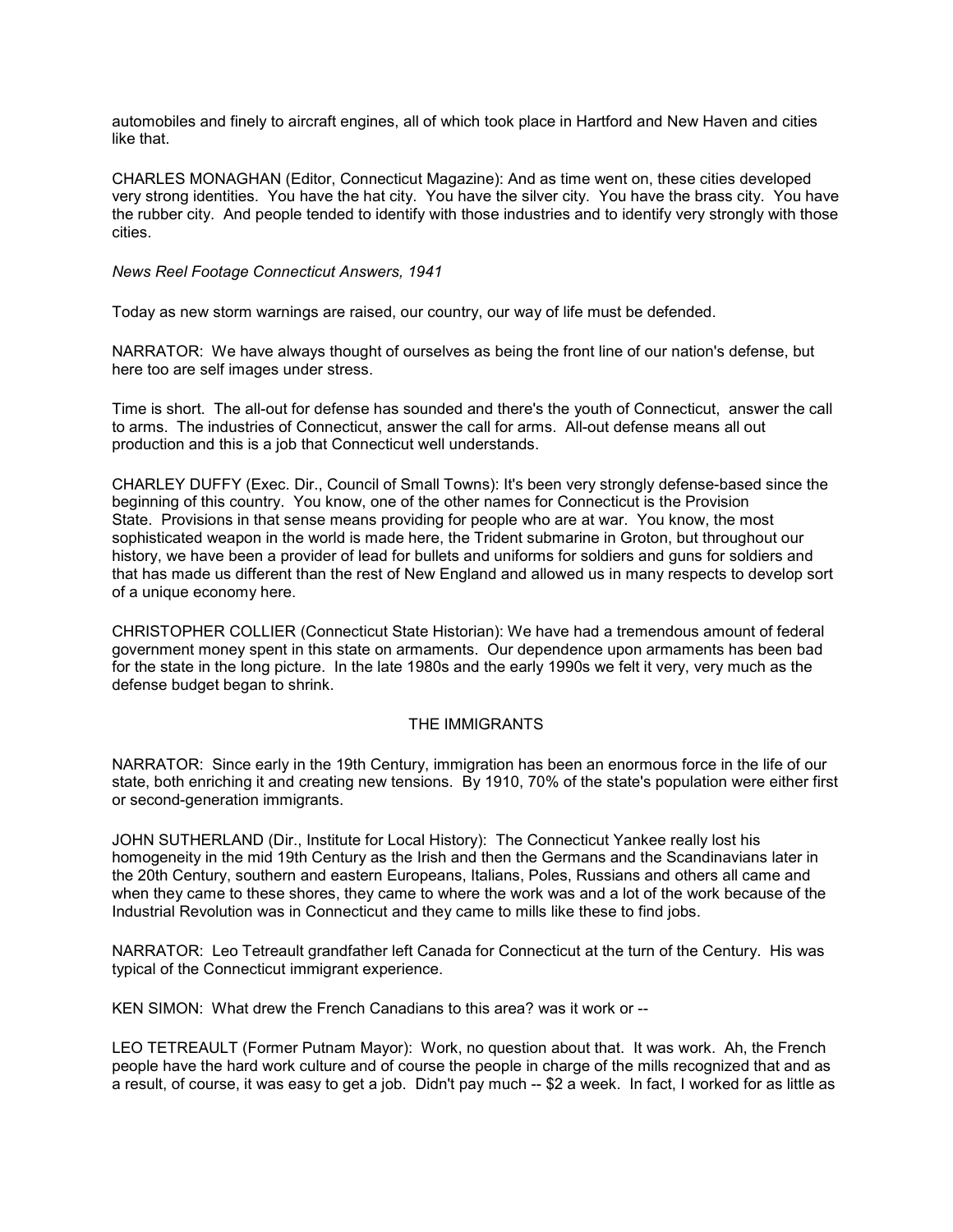automobiles and finely to aircraft engines, all of which took place in Hartford and New Haven and cities like that.

CHARLES MONAGHAN (Editor, Connecticut Magazine): And as time went on, these cities developed very strong identities. You have the hat city. You have the silver city. You have the brass city. You have the rubber city. And people tended to identify with those industries and to identify very strongly with those cities.

*News Reel Footage Connecticut Answers, 1941*

Today as new storm warnings are raised, our country, our way of life must be defended.

NARRATOR: We have always thought of ourselves as being the front line of our nation's defense, but here too are self images under stress.

Time is short. The all-out for defense has sounded and there's the youth of Connecticut, answer the call to arms. The industries of Connecticut, answer the call for arms. All-out defense means all out production and this is a job that Connecticut well understands.

CHARLEY DUFFY (Exec. Dir., Council of Small Towns): It's been very strongly defense-based since the beginning of this country. You know, one of the other names for Connecticut is the Provision State. Provisions in that sense means providing for people who are at war. You know, the most sophisticated weapon in the world is made here, the Trident submarine in Groton, but throughout our history, we have been a provider of lead for bullets and uniforms for soldiers and guns for soldiers and that has made us different than the rest of New England and allowed us in many respects to develop sort of a unique economy here.

CHRISTOPHER COLLIER (Connecticut State Historian): We have had a tremendous amount of federal government money spent in this state on armaments. Our dependence upon armaments has been bad for the state in the long picture. In the late 1980s and the early 1990s we felt it very, very much as the defense budget began to shrink.

## THE IMMIGRANTS

NARRATOR: Since early in the 19th Century, immigration has been an enormous force in the life of our state, both enriching it and creating new tensions. By 1910, 70% of the state's population were either first or second-generation immigrants.

JOHN SUTHERLAND (Dir., Institute for Local History): The Connecticut Yankee really lost his homogeneity in the mid 19th Century as the Irish and then the Germans and the Scandinavians later in the 20th Century, southern and eastern Europeans, Italians, Poles, Russians and others all came and when they came to these shores, they came to where the work was and a lot of the work because of the Industrial Revolution was in Connecticut and they came to mills like these to find jobs.

NARRATOR: Leo Tetreault grandfather left Canada for Connecticut at the turn of the Century. His was typical of the Connecticut immigrant experience.

KEN SIMON: What drew the French Canadians to this area? was it work or --

LEO TETREAULT (Former Putnam Mayor): Work, no question about that. It was work. Ah, the French people have the hard work culture and of course the people in charge of the mills recognized that and as a result, of course, it was easy to get a job. Didn't pay much -- $2 a week. In fact, I worked for as little as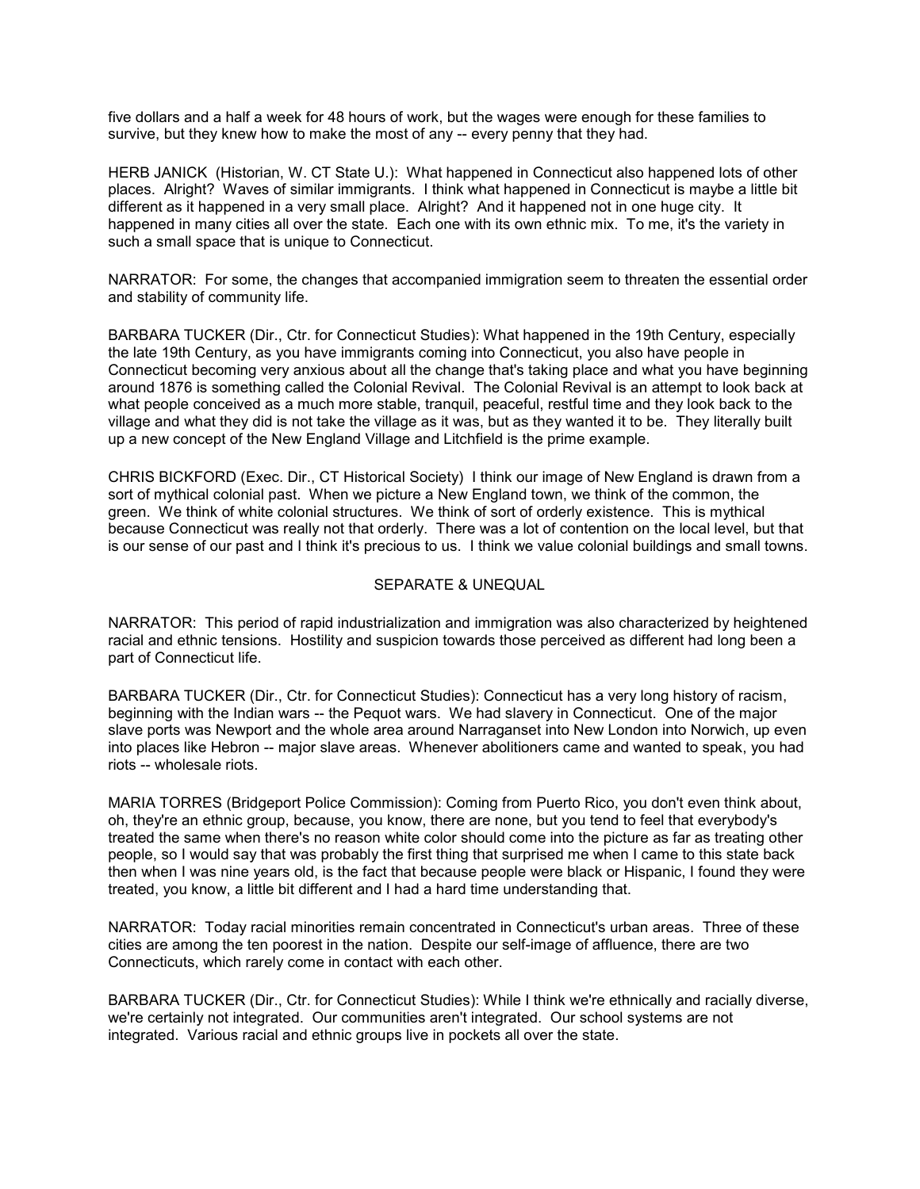five dollars and a half a week for 48 hours of work, but the wages were enough for these families to survive, but they knew how to make the most of any -- every penny that they had.

HERB JANICK (Historian, W. CT State U.): What happened in Connecticut also happened lots of other places. Alright? Waves of similar immigrants. I think what happened in Connecticut is maybe a little bit different as it happened in a very small place. Alright? And it happened not in one huge city. It happened in many cities all over the state. Each one with its own ethnic mix. To me, it's the variety in such a small space that is unique to Connecticut.

NARRATOR: For some, the changes that accompanied immigration seem to threaten the essential order and stability of community life.

BARBARA TUCKER (Dir., Ctr. for Connecticut Studies): What happened in the 19th Century, especially the late 19th Century, as you have immigrants coming into Connecticut, you also have people in Connecticut becoming very anxious about all the change that's taking place and what you have beginning around 1876 is something called the Colonial Revival. The Colonial Revival is an attempt to look back at what people conceived as a much more stable, tranquil, peaceful, restful time and they look back to the village and what they did is not take the village as it was, but as they wanted it to be. They literally built up a new concept of the New England Village and Litchfield is the prime example.

CHRIS BICKFORD (Exec. Dir., CT Historical Society) I think our image of New England is drawn from a sort of mythical colonial past. When we picture a New England town, we think of the common, the green. We think of white colonial structures. We think of sort of orderly existence. This is mythical because Connecticut was really not that orderly. There was a lot of contention on the local level, but that is our sense of our past and I think it's precious to us. I think we value colonial buildings and small towns.

## SEPARATE & UNEQUAL

NARRATOR: This period of rapid industrialization and immigration was also characterized by heightened racial and ethnic tensions. Hostility and suspicion towards those perceived as different had long been a part of Connecticut life.

BARBARA TUCKER (Dir., Ctr. for Connecticut Studies): Connecticut has a very long history of racism, beginning with the Indian wars -- the Pequot wars. We had slavery in Connecticut. One of the major slave ports was Newport and the whole area around Narraganset into New London into Norwich, up even into places like Hebron -- major slave areas. Whenever abolitioners came and wanted to speak, you had riots -- wholesale riots.

MARIA TORRES (Bridgeport Police Commission): Coming from Puerto Rico, you don't even think about, oh, they're an ethnic group, because, you know, there are none, but you tend to feel that everybody's treated the same when there's no reason white color should come into the picture as far as treating other people, so I would say that was probably the first thing that surprised me when I came to this state back then when I was nine years old, is the fact that because people were black or Hispanic, I found they were treated, you know, a little bit different and I had a hard time understanding that.

NARRATOR: Today racial minorities remain concentrated in Connecticut's urban areas. Three of these cities are among the ten poorest in the nation. Despite our self-image of affluence, there are two Connecticuts, which rarely come in contact with each other.

BARBARA TUCKER (Dir., Ctr. for Connecticut Studies): While I think we're ethnically and racially diverse, we're certainly not integrated. Our communities aren't integrated. Our school systems are not integrated. Various racial and ethnic groups live in pockets all over the state.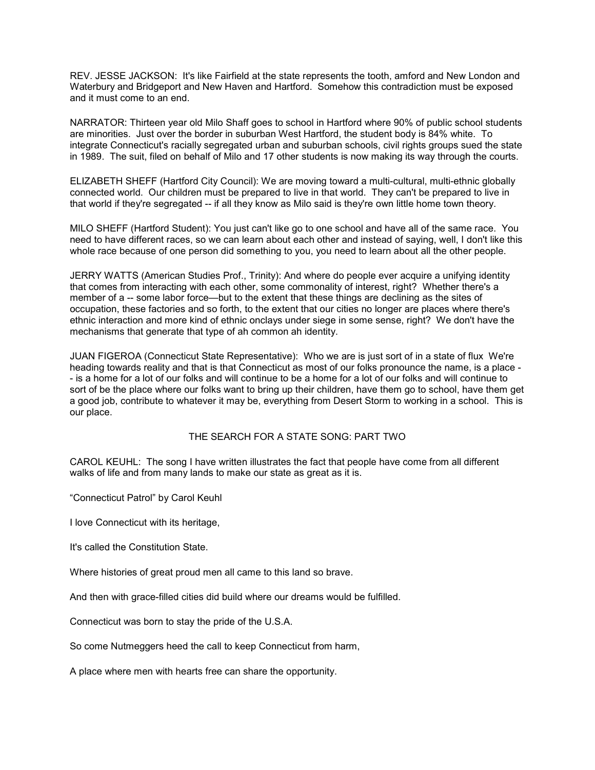REV. JESSE JACKSON: It's like Fairfield at the state represents the tooth, amford and New London and Waterbury and Bridgeport and New Haven and Hartford. Somehow this contradiction must be exposed and it must come to an end.

NARRATOR: Thirteen year old Milo Shaff goes to school in Hartford where 90% of public school students are minorities. Just over the border in suburban West Hartford, the student body is 84% white. To integrate Connecticut's racially segregated urban and suburban schools, civil rights groups sued the state in 1989. The suit, filed on behalf of Milo and 17 other students is now making its way through the courts.

ELIZABETH SHEFF (Hartford City Council): We are moving toward a multi-cultural, multi-ethnic globally connected world. Our children must be prepared to live in that world. They can't be prepared to live in that world if they're segregated -- if all they know as Milo said is they're own little home town theory.

MILO SHEFF (Hartford Student): You just can't like go to one school and have all of the same race. You need to have different races, so we can learn about each other and instead of saying, well, I don't like this whole race because of one person did something to you, you need to learn about all the other people.

JERRY WATTS (American Studies Prof., Trinity): And where do people ever acquire a unifying identity that comes from interacting with each other, some commonality of interest, right? Whether there's a member of a -- some labor force—but to the extent that these things are declining as the sites of occupation, these factories and so forth, to the extent that our cities no longer are places where there's ethnic interaction and more kind of ethnic onclays under siege in some sense, right? We don't have the mechanisms that generate that type of ah common ah identity.

JUAN FIGEROA (Connecticut State Representative): Who we are is just sort of in a state of flux We're heading towards reality and that is that Connecticut as most of our folks pronounce the name, is a place -- is a home for a lot of our folks and will continue to be a home for a lot of our folks and will continue to sort of be the place where our folks want to bring up their children, have them go to school, have them get a good job, contribute to whatever it may be, everything from Desert Storm to working in a school. This is our place.

THE SEARCH FOR A STATE SONG: PART TWO

CAROL KEUHL: The song I have written illustrates the fact that people have come from all different walks of life and from many lands to make our state as great as it is.

"Connecticut Patrol" by Carol Keuhl

I love Connecticut with its heritage,

It's called the Constitution State.

Where histories of great proud men all came to this land so brave.

And then with grace-filled cities did build where our dreams would be fulfilled.

Connecticut was born to stay the pride of the U.S.A.

So come Nutmeggers heed the call to keep Connecticut from harm,

A place where men with hearts free can share the opportunity.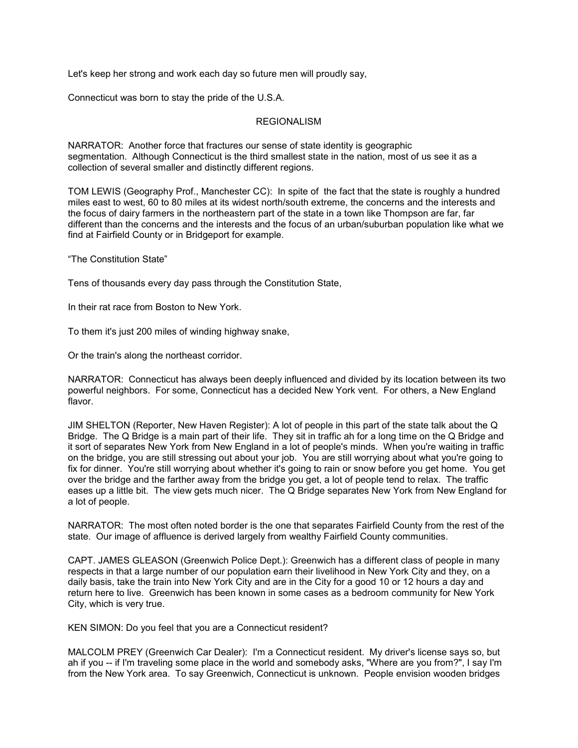Let's keep her strong and work each day so future men will proudly say,

Connecticut was born to stay the pride of the U.S.A.

## REGIONALISM

NARRATOR: Another force that fractures our sense of state identity is geographic segmentation. Although Connecticut is the third smallest state in the nation, most of us see it as a collection of several smaller and distinctly different regions.

TOM LEWIS (Geography Prof., Manchester CC): In spite of the fact that the state is roughly a hundred miles east to west, 60 to 80 miles at its widest north/south extreme, the concerns and the interests and the focus of dairy farmers in the northeastern part of the state in a town like Thompson are far, far different than the concerns and the interests and the focus of an urban/suburban population like what we find at Fairfield County or in Bridgeport for example.

“The Constitution State”

Tens of thousands every day pass through the Constitution State,

In their rat race from Boston to New York.

To them it's just 200 miles of winding highway snake,

Or the train's along the northeast corridor.

NARRATOR: Connecticut has always been deeply influenced and divided by its location between its two powerful neighbors. For some, Connecticut has a decided New York vent. For others, a New England flavor.

JIM SHELTON (Reporter, New Haven Register): A lot of people in this part of the state talk about the Q Bridge. The Q Bridge is a main part of their life. They sit in traffic ah for a long time on the Q Bridge and it sort of separates New York from New England in a lot of people's minds. When you're waiting in traffic on the bridge, you are still stressing out about your job. You are still worrying about what you're going to fix for dinner. You're still worrying about whether it's going to rain or snow before you get home. You get over the bridge and the farther away from the bridge you get, a lot of people tend to relax. The traffic eases up a little bit. The view gets much nicer. The Q Bridge separates New York from New England for a lot of people.

NARRATOR: The most often noted border is the one that separates Fairfield County from the rest of the state. Our image of affluence is derived largely from wealthy Fairfield County communities.

CAPT. JAMES GLEASON (Greenwich Police Dept.): Greenwich has a different class of people in many respects in that a large number of our population earn their livelihood in New York City and they, on a daily basis, take the train into New York City and are in the City for a good 10 or 12 hours a day and return here to live. Greenwich has been known in some cases as a bedroom community for New York City, which is very true.

KEN SIMON: Do you feel that you are a Connecticut resident?

MALCOLM PREY (Greenwich Car Dealer): I'm a Connecticut resident. My driver's license says so, but ah if you -- if I'm traveling some place in the world and somebody asks, "Where are you from?", I say I'm from the New York area. To say Greenwich, Connecticut is unknown. People envision wooden bridges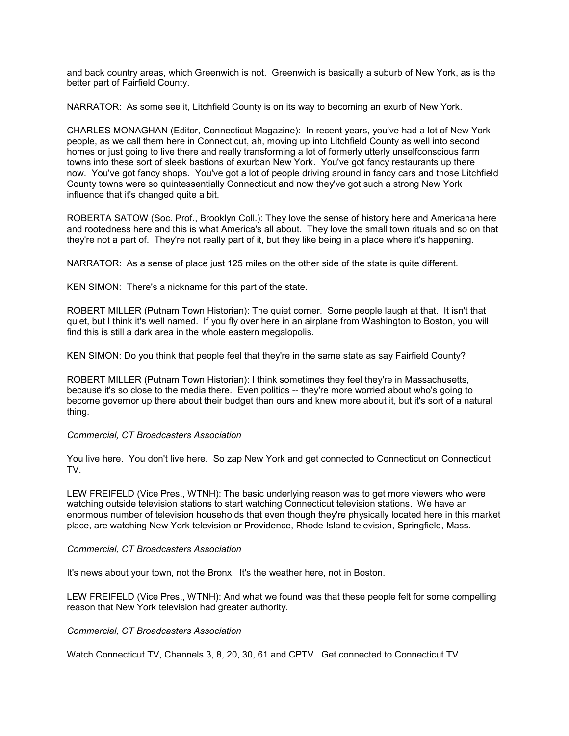and back country areas, which Greenwich is not. Greenwich is basically a suburb of New York, as is the better part of Fairfield County.

NARRATOR: As some see it, Litchfield County is on its way to becoming an exurb of New York.

CHARLES MONAGHAN (Editor, Connecticut Magazine): In recent years, you've had a lot of New York people, as we call them here in Connecticut, ah, moving up into Litchfield County as well into second homes or just going to live there and really transforming a lot of formerly utterly unselfconscious farm towns into these sort of sleek bastions of exurban New York. You've got fancy restaurants up there now. You've got fancy shops. You've got a lot of people driving around in fancy cars and those Litchfield County towns were so quintessentially Connecticut and now they've got such a strong New York influence that it's changed quite a bit.

ROBERTA SATOW (Soc. Prof., Brooklyn Coll.): They love the sense of history here and Americana here and rootedness here and this is what America's all about. They love the small town rituals and so on that they're not a part of. They're not really part of it, but they like being in a place where it's happening.

NARRATOR: As a sense of place just 125 miles on the other side of the state is quite different.

KEN SIMON: There's a nickname for this part of the state.

ROBERT MILLER (Putnam Town Historian): The quiet corner. Some people laugh at that. It isn't that quiet, but I think it's well named. If you fly over here in an airplane from Washington to Boston, you will find this is still a dark area in the whole eastern megalopolis.

KEN SIMON: Do you think that people feel that they're in the same state as say Fairfield County?

ROBERT MILLER (Putnam Town Historian): I think sometimes they feel they're in Massachusetts, because it's so close to the media there. Even politics -- they're more worried about who's going to become governor up there about their budget than ours and knew more about it, but it's sort of a natural thing.

*Commercial, CT Broadcasters Association*

You live here. You don't live here. So zap New York and get connected to Connecticut on Connecticut TV.

LEW FREIFELD (Vice Pres., WTNH): The basic underlying reason was to get more viewers who were watching outside television stations to start watching Connecticut television stations. We have an enormous number of television households that even though they're physically located here in this market place, are watching New York television or Providence, Rhode Island television, Springfield, Mass.

*Commercial, CT Broadcasters Association*

It's news about your town, not the Bronx. It's the weather here, not in Boston.

LEW FREIFELD (Vice Pres., WTNH): And what we found was that these people felt for some compelling reason that New York television had greater authority.

*Commercial, CT Broadcasters Association*

Watch Connecticut TV, Channels 3, 8, 20, 30, 61 and CPTV. Get connected to Connecticut TV.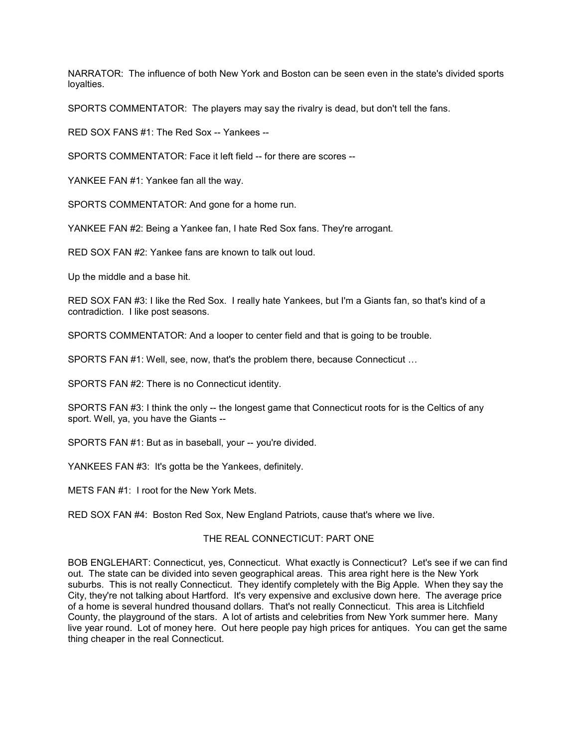NARRATOR: The influence of both New York and Boston can be seen even in the state's divided sports loyalties.

SPORTS COMMENTATOR: The players may say the rivalry is dead, but don't tell the fans.

RED SOX FANS #1: The Red Sox -- Yankees --

SPORTS COMMENTATOR: Face it left field -- for there are scores --

YANKEE FAN #1: Yankee fan all the way.

SPORTS COMMENTATOR: And gone for a home run.

YANKEE FAN #2: Being a Yankee fan, I hate Red Sox fans. They're arrogant.

RED SOX FAN #2: Yankee fans are known to talk out loud.

Up the middle and a base hit.

RED SOX FAN #3: I like the Red Sox. I really hate Yankees, but I'm a Giants fan, so that's kind of a contradiction. I like post seasons.

SPORTS COMMENTATOR: And a looper to center field and that is going to be trouble.

SPORTS FAN #1: Well, see, now, that's the problem there, because Connecticut …

SPORTS FAN #2: There is no Connecticut identity.

SPORTS FAN #3: I think the only -- the longest game that Connecticut roots for is the Celtics of any sport. Well, ya, you have the Giants --

SPORTS FAN #1: But as in baseball, your -- you're divided.

YANKEES FAN #3: It's gotta be the Yankees, definitely.

METS FAN #1: I root for the New York Mets.

RED SOX FAN #4: Boston Red Sox, New England Patriots, cause that's where we live.

## THE REAL CONNECTICUT: PART ONE

BOB ENGLEHART: Connecticut, yes, Connecticut. What exactly is Connecticut? Let's see if we can find out. The state can be divided into seven geographical areas. This area right here is the New York suburbs. This is not really Connecticut. They identify completely with the Big Apple. When they say the City, they're not talking about Hartford. It's very expensive and exclusive down here. The average price of a home is several hundred thousand dollars. That's not really Connecticut. This area is Litchfield County, the playground of the stars. A lot of artists and celebrities from New York summer here. Many live year round. Lot of money here. Out here people pay high prices for antiques. You can get the same thing cheaper in the real Connecticut.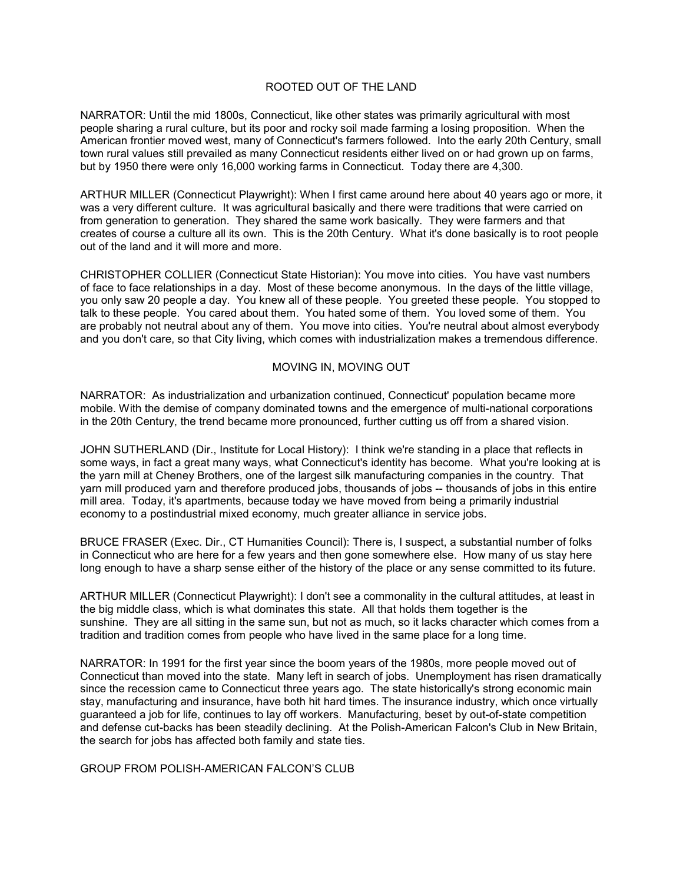## ROOTED OUT OF THE LAND

NARRATOR: Until the mid 1800s, Connecticut, like other states was primarily agricultural with most people sharing a rural culture, but its poor and rocky soil made farming a losing proposition. When the American frontier moved west, many of Connecticut's farmers followed. Into the early 20th Century, small town rural values still prevailed as many Connecticut residents either lived on or had grown up on farms, but by 1950 there were only 16,000 working farms in Connecticut. Today there are 4,300.

ARTHUR MILLER (Connecticut Playwright): When I first came around here about 40 years ago or more, it was a very different culture. It was agricultural basically and there were traditions that were carried on from generation to generation. They shared the same work basically. They were farmers and that creates of course a culture all its own. This is the 20th Century. What it's done basically is to root people out of the land and it will more and more.

CHRISTOPHER COLLIER (Connecticut State Historian): You move into cities. You have vast numbers of face to face relationships in a day. Most of these become anonymous. In the days of the little village, you only saw 20 people a day. You knew all of these people. You greeted these people. You stopped to talk to these people. You cared about them. You hated some of them. You loved some of them. You are probably not neutral about any of them. You move into cities. You're neutral about almost everybody and you don't care, so that City living, which comes with industrialization makes a tremendous difference.

## MOVING IN, MOVING OUT

NARRATOR: As industrialization and urbanization continued, Connecticut' population became more mobile. With the demise of company dominated towns and the emergence of multi-national corporations in the 20th Century, the trend became more pronounced, further cutting us off from a shared vision.

JOHN SUTHERLAND (Dir., Institute for Local History): I think we're standing in a place that reflects in some ways, in fact a great many ways, what Connecticut's identity has become. What you're looking at is the yarn mill at Cheney Brothers, one of the largest silk manufacturing companies in the country. That yarn mill produced yarn and therefore produced jobs, thousands of jobs -- thousands of jobs in this entire mill area. Today, it's apartments, because today we have moved from being a primarily industrial economy to a postindustrial mixed economy, much greater alliance in service jobs.

BRUCE FRASER (Exec. Dir., CT Humanities Council): There is, I suspect, a substantial number of folks in Connecticut who are here for a few years and then gone somewhere else. How many of us stay here long enough to have a sharp sense either of the history of the place or any sense committed to its future.

ARTHUR MILLER (Connecticut Playwright): I don't see a commonality in the cultural attitudes, at least in the big middle class, which is what dominates this state. All that holds them together is the sunshine. They are all sitting in the same sun, but not as much, so it lacks character which comes from a tradition and tradition comes from people who have lived in the same place for a long time.

NARRATOR: In 1991 for the first year since the boom years of the 1980s, more people moved out of Connecticut than moved into the state. Many left in search of jobs. Unemployment has risen dramatically since the recession came to Connecticut three years ago. The state historically's strong economic main stay, manufacturing and insurance, have both hit hard times. The insurance industry, which once virtually guaranteed a job for life, continues to lay off workers. Manufacturing, beset by out-of-state competition and defense cut-backs has been steadily declining. At the Polish-American Falcon's Club in New Britain, the search for jobs has affected both family and state ties.

GROUP FROM POLISH-AMERICAN FALCON'S CLUB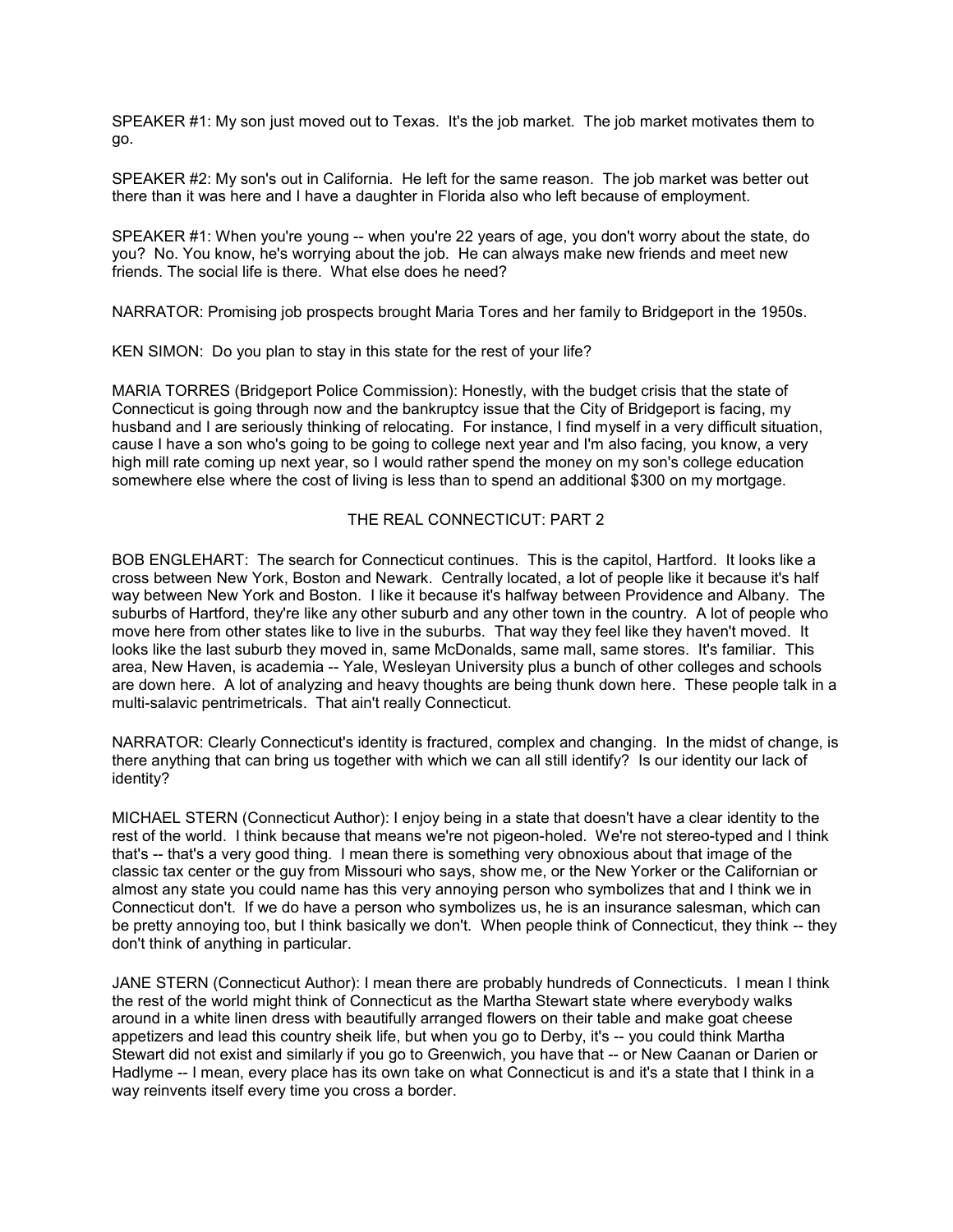SPEAKER #1: My son just moved out to Texas. It's the job market. The job market motivates them to go.

SPEAKER #2: My son's out in California. He left for the same reason. The job market was better out there than it was here and I have a daughter in Florida also who left because of employment.

SPEAKER #1: When you're young -- when you're 22 years of age, you don't worry about the state, do you? No. You know, he's worrying about the job. He can always make new friends and meet new friends. The social life is there. What else does he need?

NARRATOR: Promising job prospects brought Maria Tores and her family to Bridgeport in the 1950s.

KEN SIMON: Do you plan to stay in this state for the rest of your life?

MARIA TORRES (Bridgeport Police Commission): Honestly, with the budget crisis that the state of Connecticut is going through now and the bankruptcy issue that the City of Bridgeport is facing, my husband and I are seriously thinking of relocating. For instance, I find myself in a very difficult situation, cause I have a son who's going to be going to college next year and I'm also facing, you know, a very high mill rate coming up next year, so I would rather spend the money on my son's college education somewhere else where the cost of living is less than to spend an additional $300 on my mortgage.

## THE REAL CONNECTICUT: PART 2

BOB ENGLEHART: The search for Connecticut continues. This is the capitol, Hartford. It looks like a cross between New York, Boston and Newark. Centrally located, a lot of people like it because it's half way between New York and Boston. I like it because it's halfway between Providence and Albany. The suburbs of Hartford, they're like any other suburb and any other town in the country. A lot of people who move here from other states like to live in the suburbs. That way they feel like they haven't moved. It looks like the last suburb they moved in, same McDonalds, same mall, same stores. It's familiar. This area, New Haven, is academia -- Yale, Wesleyan University plus a bunch of other colleges and schools are down here. A lot of analyzing and heavy thoughts are being thunk down here. These people talk in a multi-salavic pentrimetricals. That ain't really Connecticut.

NARRATOR: Clearly Connecticut's identity is fractured, complex and changing. In the midst of change, is there anything that can bring us together with which we can all still identify? Is our identity our lack of identity?

MICHAEL STERN (Connecticut Author): I enjoy being in a state that doesn't have a clear identity to the rest of the world. I think because that means we're not pigeon-holed. We're not stereo-typed and I think that's -- that's a very good thing. I mean there is something very obnoxious about that image of the classic tax center or the guy from Missouri who says, show me, or the New Yorker or the Californian or almost any state you could name has this very annoying person who symbolizes that and I think we in Connecticut don't. If we do have a person who symbolizes us, he is an insurance salesman, which can be pretty annoying too, but I think basically we don't. When people think of Connecticut, they think -- they don't think of anything in particular.

JANE STERN (Connecticut Author): I mean there are probably hundreds of Connecticuts. I mean I think the rest of the world might think of Connecticut as the Martha Stewart state where everybody walks around in a white linen dress with beautifully arranged flowers on their table and make goat cheese appetizers and lead this country sheik life, but when you go to Derby, it's -- you could think Martha Stewart did not exist and similarly if you go to Greenwich, you have that -- or New Caanan or Darien or Hadlyme -- I mean, every place has its own take on what Connecticut is and it's a state that I think in a way reinvents itself every time you cross a border.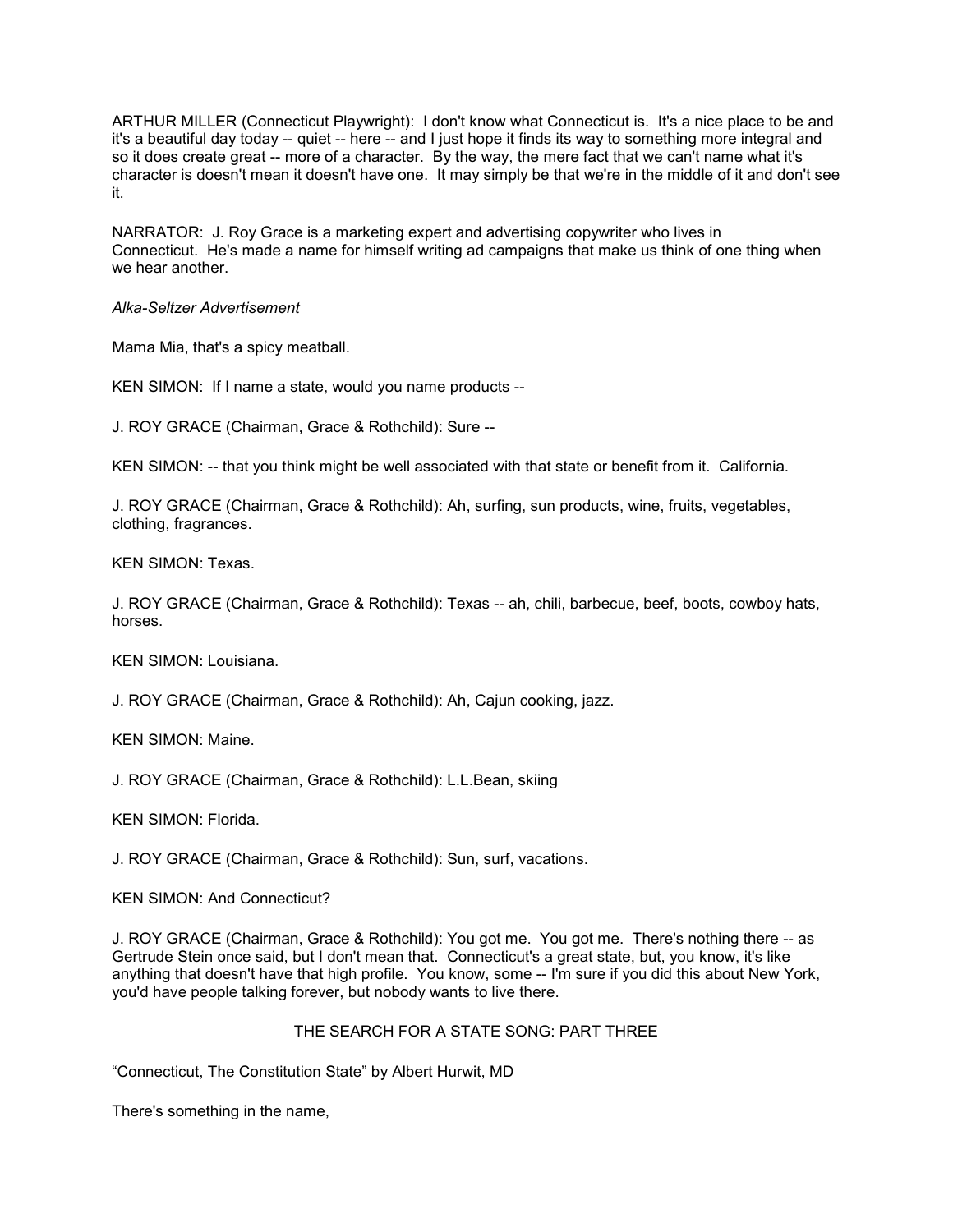ARTHUR MILLER (Connecticut Playwright): I don't know what Connecticut is. It's a nice place to be and it's a beautiful day today -- quiet -- here -- and I just hope it finds its way to something more integral and so it does create great -- more of a character. By the way, the mere fact that we can't name what it's character is doesn't mean it doesn't have one. It may simply be that we're in the middle of it and don't see it.

NARRATOR: J. Roy Grace is a marketing expert and advertising copywriter who lives in Connecticut. He's made a name for himself writing ad campaigns that make us think of one thing when we hear another.

*Alka-Seltzer Advertisement*

Mama Mia, that's a spicy meatball.

KEN SIMON: If I name a state, would you name products --

J. ROY GRACE (Chairman, Grace & Rothchild): Sure --

KEN SIMON: -- that you think might be well associated with that state or benefit from it. California.

J. ROY GRACE (Chairman, Grace & Rothchild): Ah, surfing, sun products, wine, fruits, vegetables, clothing, fragrances.

KEN SIMON: Texas.

J. ROY GRACE (Chairman, Grace & Rothchild): Texas -- ah, chili, barbecue, beef, boots, cowboy hats, horses.

KEN SIMON: Louisiana.

J. ROY GRACE (Chairman, Grace & Rothchild): Ah, Cajun cooking, jazz.

KEN SIMON: Maine.

J. ROY GRACE (Chairman, Grace & Rothchild): L.L.Bean, skiing

KEN SIMON: Florida.

J. ROY GRACE (Chairman, Grace & Rothchild): Sun, surf, vacations.

KEN SIMON: And Connecticut?

J. ROY GRACE (Chairman, Grace & Rothchild): You got me. You got me. There's nothing there -- as Gertrude Stein once said, but I don't mean that. Connecticut's a great state, but, you know, it's like anything that doesn't have that high profile. You know, some -- I'm sure if you did this about New York, you'd have people talking forever, but nobody wants to live there.

THE SEARCH FOR A STATE SONG: PART THREE

"Connecticut, The Constitution State" by Albert Hurwit, MD

There's something in the name,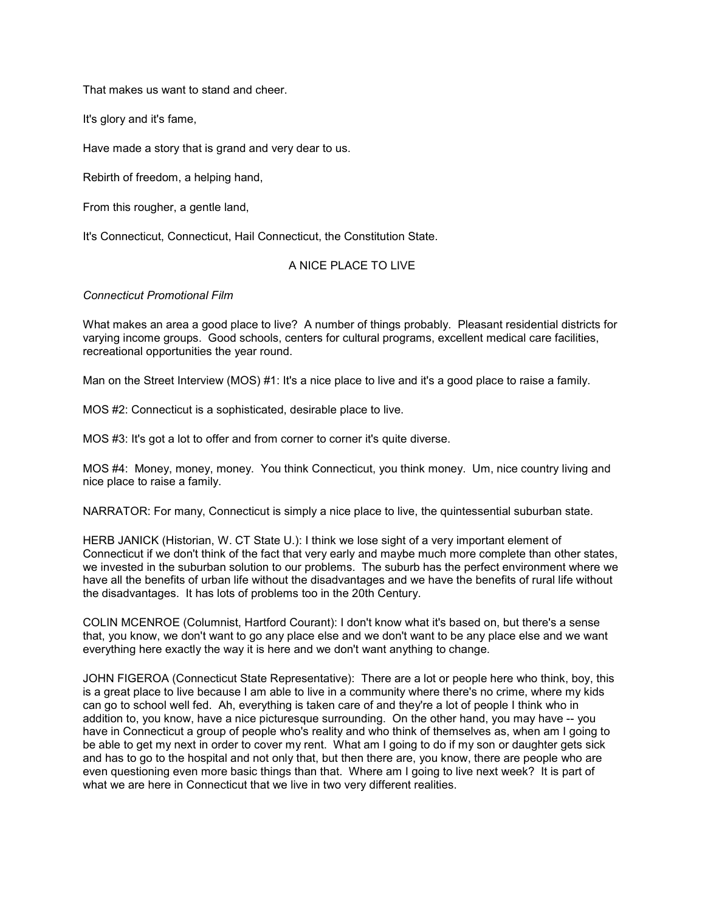That makes us want to stand and cheer.

It's glory and it's fame,

Have made a story that is grand and very dear to us.

Rebirth of freedom, a helping hand,

From this rougher, a gentle land,

It's Connecticut, Connecticut, Hail Connecticut, the Constitution State.

## A NICE PLACE TO LIVE

*Connecticut Promotional Film*

What makes an area a good place to live? A number of things probably. Pleasant residential districts for varying income groups. Good schools, centers for cultural programs, excellent medical care facilities, recreational opportunities the year round.

Man on the Street Interview (MOS) #1: It's a nice place to live and it's a good place to raise a family.

MOS #2: Connecticut is a sophisticated, desirable place to live.

MOS #3: It's got a lot to offer and from corner to corner it's quite diverse.

MOS #4: Money, money, money. You think Connecticut, you think money. Um, nice country living and nice place to raise a family.

NARRATOR: For many, Connecticut is simply a nice place to live, the quintessential suburban state.

HERB JANICK (Historian, W. CT State U.): I think we lose sight of a very important element of Connecticut if we don't think of the fact that very early and maybe much more complete than other states, we invested in the suburban solution to our problems. The suburb has the perfect environment where we have all the benefits of urban life without the disadvantages and we have the benefits of rural life without the disadvantages. It has lots of problems too in the 20th Century.

COLIN MCENROE (Columnist, Hartford Courant): I don't know what it's based on, but there's a sense that, you know, we don't want to go any place else and we don't want to be any place else and we want everything here exactly the way it is here and we don't want anything to change.

JOHN FIGEROA (Connecticut State Representative): There are a lot or people here who think, boy, this is a great place to live because I am able to live in a community where there's no crime, where my kids can go to school well fed. Ah, everything is taken care of and they're a lot of people I think who in addition to, you know, have a nice picturesque surrounding. On the other hand, you may have -- you have in Connecticut a group of people who's reality and who think of themselves as, when am I going to be able to get my next in order to cover my rent. What am I going to do if my son or daughter gets sick and has to go to the hospital and not only that, but then there are, you know, there are people who are even questioning even more basic things than that. Where am I going to live next week? It is part of what we are here in Connecticut that we live in two very different realities.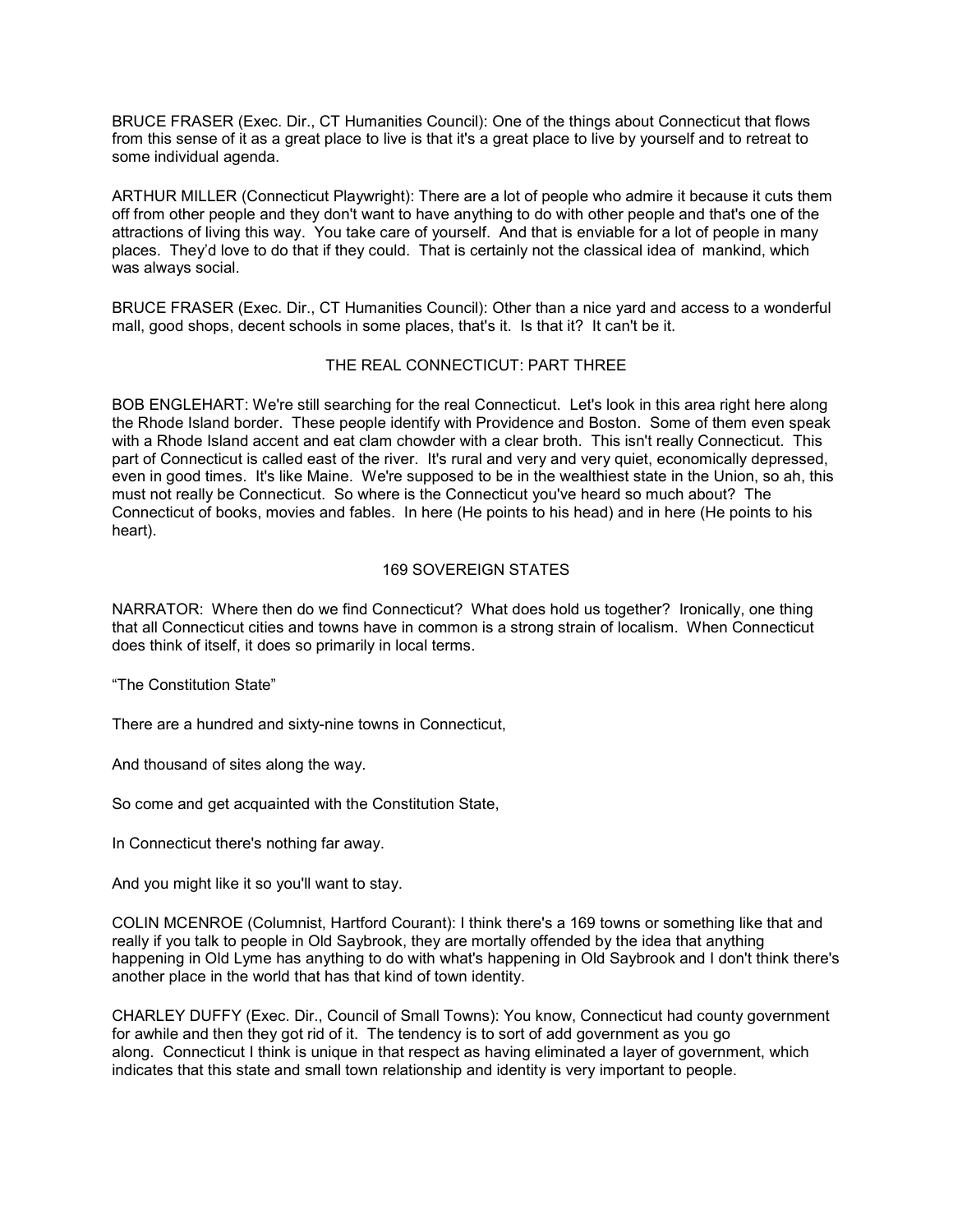BRUCE FRASER (Exec. Dir., CT Humanities Council): One of the things about Connecticut that flows from this sense of it as a great place to live is that it's a great place to live by yourself and to retreat to some individual agenda.

ARTHUR MILLER (Connecticut Playwright): There are a lot of people who admire it because it cuts them off from other people and they don't want to have anything to do with other people and that's one of the attractions of living this way. You take care of yourself. And that is enviable for a lot of people in many places. They'd love to do that if they could. That is certainly not the classical idea of mankind, which was always social.

BRUCE FRASER (Exec. Dir., CT Humanities Council): Other than a nice yard and access to a wonderful mall, good shops, decent schools in some places, that's it. Is that it? It can't be it.

## THE REAL CONNECTICUT: PART THREE

BOB ENGLEHART: We're still searching for the real Connecticut. Let's look in this area right here along the Rhode Island border. These people identify with Providence and Boston. Some of them even speak with a Rhode Island accent and eat clam chowder with a clear broth. This isn't really Connecticut. This part of Connecticut is called east of the river. It's rural and very and very quiet, economically depressed, even in good times. It's like Maine. We're supposed to be in the wealthiest state in the Union, so ah, this must not really be Connecticut. So where is the Connecticut you've heard so much about? The Connecticut of books, movies and fables. In here (He points to his head) and in here (He points to his heart).

## 169 SOVEREIGN STATES

NARRATOR: Where then do we find Connecticut? What does hold us together? Ironically, one thing that all Connecticut cities and towns have in common is a strong strain of localism. When Connecticut does think of itself, it does so primarily in local terms.

"The Constitution State"

There are a hundred and sixty-nine towns in Connecticut,

And thousand of sites along the way.

So come and get acquainted with the Constitution State,

In Connecticut there's nothing far away.

And you might like it so you'll want to stay.

COLIN MCENROE (Columnist, Hartford Courant): I think there's a 169 towns or something like that and really if you talk to people in Old Saybrook, they are mortally offended by the idea that anything happening in Old Lyme has anything to do with what's happening in Old Saybrook and I don't think there's another place in the world that has that kind of town identity.

CHARLEY DUFFY (Exec. Dir., Council of Small Towns): You know, Connecticut had county government for awhile and then they got rid of it. The tendency is to sort of add government as you go along. Connecticut I think is unique in that respect as having eliminated a layer of government, which indicates that this state and small town relationship and identity is very important to people.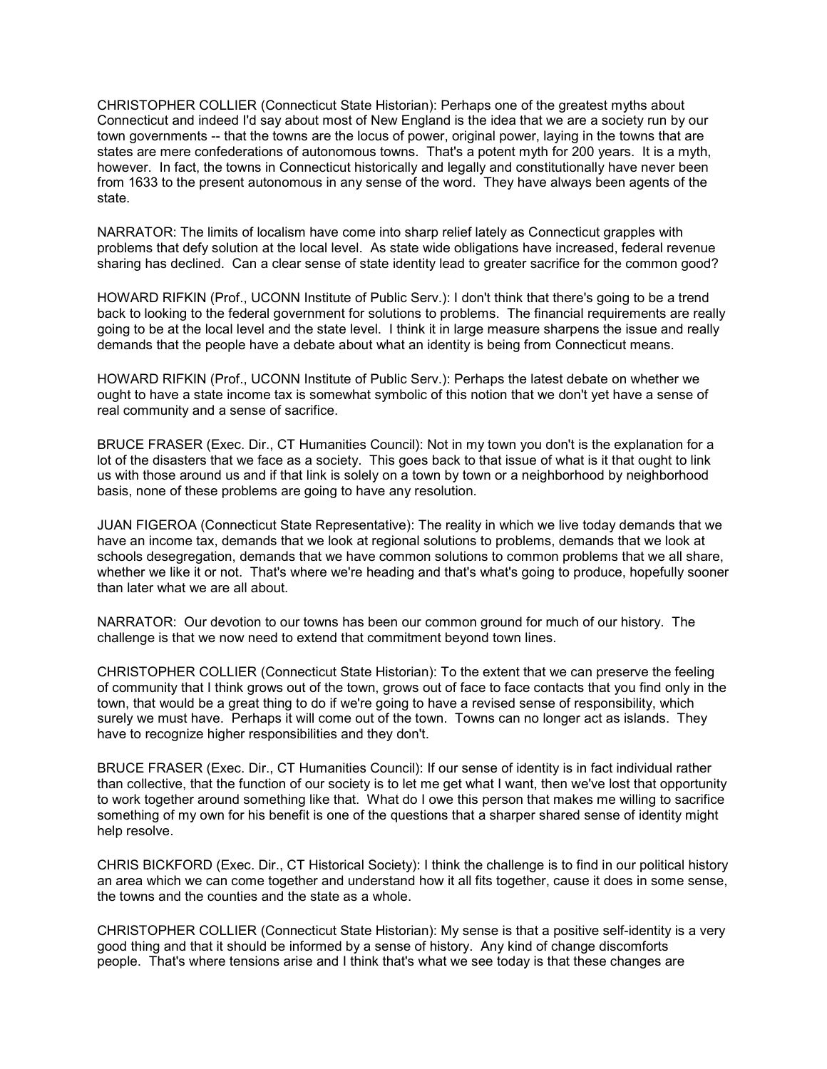CHRISTOPHER COLLIER (Connecticut State Historian): Perhaps one of the greatest myths about Connecticut and indeed I'd say about most of New England is the idea that we are a society run by our town governments -- that the towns are the locus of power, original power, laying in the towns that are states are mere confederations of autonomous towns. That's a potent myth for 200 years. It is a myth, however. In fact, the towns in Connecticut historically and legally and constitutionally have never been from 1633 to the present autonomous in any sense of the word. They have always been agents of the state.

NARRATOR: The limits of localism have come into sharp relief lately as Connecticut grapples with problems that defy solution at the local level. As state wide obligations have increased, federal revenue sharing has declined. Can a clear sense of state identity lead to greater sacrifice for the common good?

HOWARD RIFKIN (Prof., UCONN Institute of Public Serv.): I don't think that there's going to be a trend back to looking to the federal government for solutions to problems. The financial requirements are really going to be at the local level and the state level. I think it in large measure sharpens the issue and really demands that the people have a debate about what an identity is being from Connecticut means.

HOWARD RIFKIN (Prof., UCONN Institute of Public Serv.): Perhaps the latest debate on whether we ought to have a state income tax is somewhat symbolic of this notion that we don't yet have a sense of real community and a sense of sacrifice.

BRUCE FRASER (Exec. Dir., CT Humanities Council): Not in my town you don't is the explanation for a lot of the disasters that we face as a society. This goes back to that issue of what is it that ought to link us with those around us and if that link is solely on a town by town or a neighborhood by neighborhood basis, none of these problems are going to have any resolution.

JUAN FIGEROA (Connecticut State Representative): The reality in which we live today demands that we have an income tax, demands that we look at regional solutions to problems, demands that we look at schools desegregation, demands that we have common solutions to common problems that we all share, whether we like it or not. That's where we're heading and that's what's going to produce, hopefully sooner than later what we are all about.

NARRATOR: Our devotion to our towns has been our common ground for much of our history. The challenge is that we now need to extend that commitment beyond town lines.

CHRISTOPHER COLLIER (Connecticut State Historian): To the extent that we can preserve the feeling of community that I think grows out of the town, grows out of face to face contacts that you find only in the town, that would be a great thing to do if we're going to have a revised sense of responsibility, which surely we must have. Perhaps it will come out of the town. Towns can no longer act as islands. They have to recognize higher responsibilities and they don't.

BRUCE FRASER (Exec. Dir., CT Humanities Council): If our sense of identity is in fact individual rather than collective, that the function of our society is to let me get what I want, then we've lost that opportunity to work together around something like that. What do I owe this person that makes me willing to sacrifice something of my own for his benefit is one of the questions that a sharper shared sense of identity might help resolve.

CHRIS BICKFORD (Exec. Dir., CT Historical Society): I think the challenge is to find in our political history an area which we can come together and understand how it all fits together, cause it does in some sense, the towns and the counties and the state as a whole.

CHRISTOPHER COLLIER (Connecticut State Historian): My sense is that a positive self-identity is a very good thing and that it should be informed by a sense of history. Any kind of change discomforts people. That's where tensions arise and I think that's what we see today is that these changes are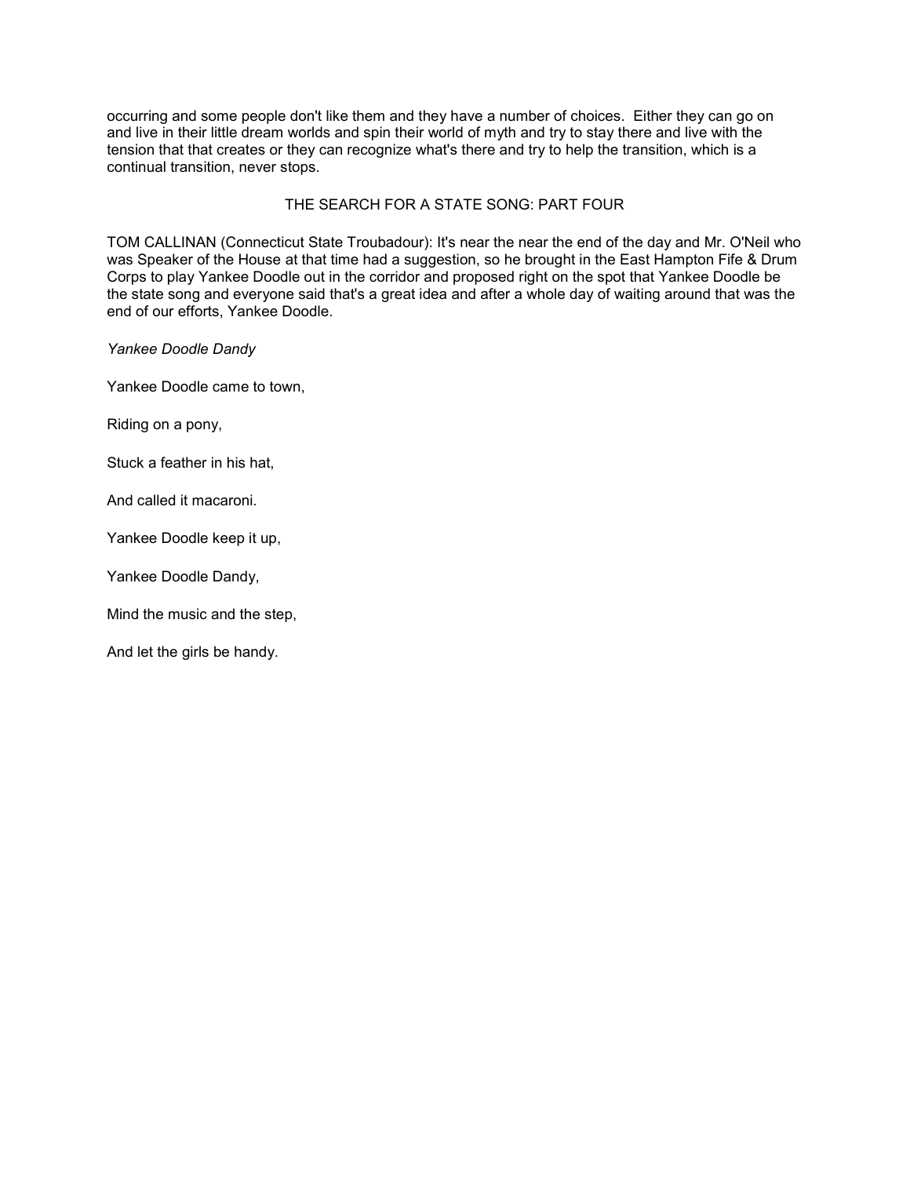occurring and some people don't like them and they have a number of choices. Either they can go on and live in their little dream worlds and spin their world of myth and try to stay there and live with the tension that that creates or they can recognize what's there and try to help the transition, which is a continual transition, never stops.

## THE SEARCH FOR A STATE SONG: PART FOUR

TOM CALLINAN (Connecticut State Troubadour): It's near the near the end of the day and Mr. O'Neil who was Speaker of the House at that time had a suggestion, so he brought in the East Hampton Fife & Drum Corps to play Yankee Doodle out in the corridor and proposed right on the spot that Yankee Doodle be the state song and everyone said that's a great idea and after a whole day of waiting around that was the end of our efforts, Yankee Doodle.

*Yankee Doodle Dandy*

Yankee Doodle came to town,

Riding on a pony,

Stuck a feather in his hat,

And called it macaroni.

Yankee Doodle keep it up,

Yankee Doodle Dandy,

Mind the music and the step,

And let the girls be handy.